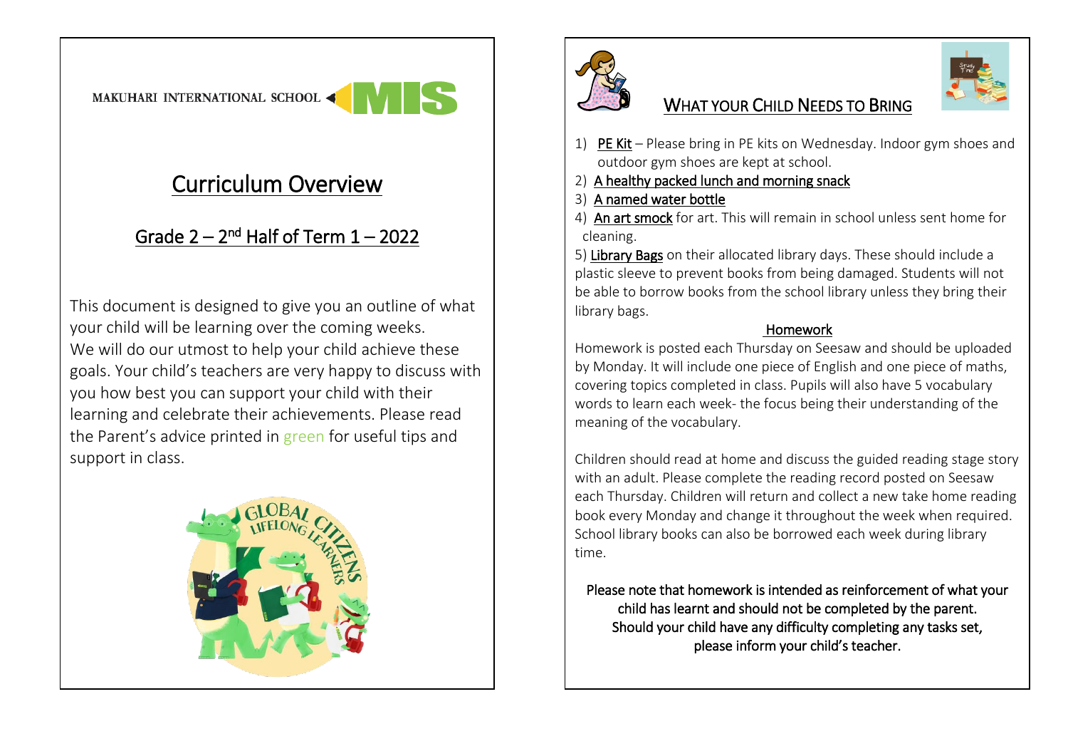MAKUHARI INTERNATIONAL SCHOOL MIS

# Curriculum Overview

## Grade 2 – 2nd Half of Term 1 – 2022

This document is designed to give you an outline of what your child will be learning over the coming weeks. We will do our utmost to help your child achieve these goals. Your child's teachers are very happy to discuss with you how best you can support your child with their learning and celebrate their achievements. Please read the Parent's advice printed in green for useful tips and support in class.

## What Your Child Needs to Bring

1) PE Kit – Please bring in PE kits on Wednesday. Indoor gym shoes and outdoor gym shoes are kept at school.
2) A healthy packed lunch and morning snack
3) A named water bottle
4) An art smock for art. This will remain in school unless sent home for cleaning.
5) Library Bags on their allocated library days. These should include a plastic sleeve to prevent books from being damaged. Students will not be able to borrow books from the school library unless they bring their library bags.

### Homework

Homework is posted each Thursday on Seesaw and should be uploaded by Monday. It will include one piece of English and one piece of maths, covering topics completed in class. Pupils will also have 5 vocabulary words to learn each week- the focus being their understanding of the meaning of the vocabulary.

Children should read at home and discuss the guided reading stage story with an adult. Please complete the reading record posted on Seesaw each Thursday. Children will return and collect a new take home reading book every Monday and change it throughout the week when required. School library books can also be borrowed each week during library time.

Please note that homework is intended as reinforcement of what your child has learnt and should not be completed by the parent. Should your child have any difficulty completing any tasks set, please inform your child's teacher.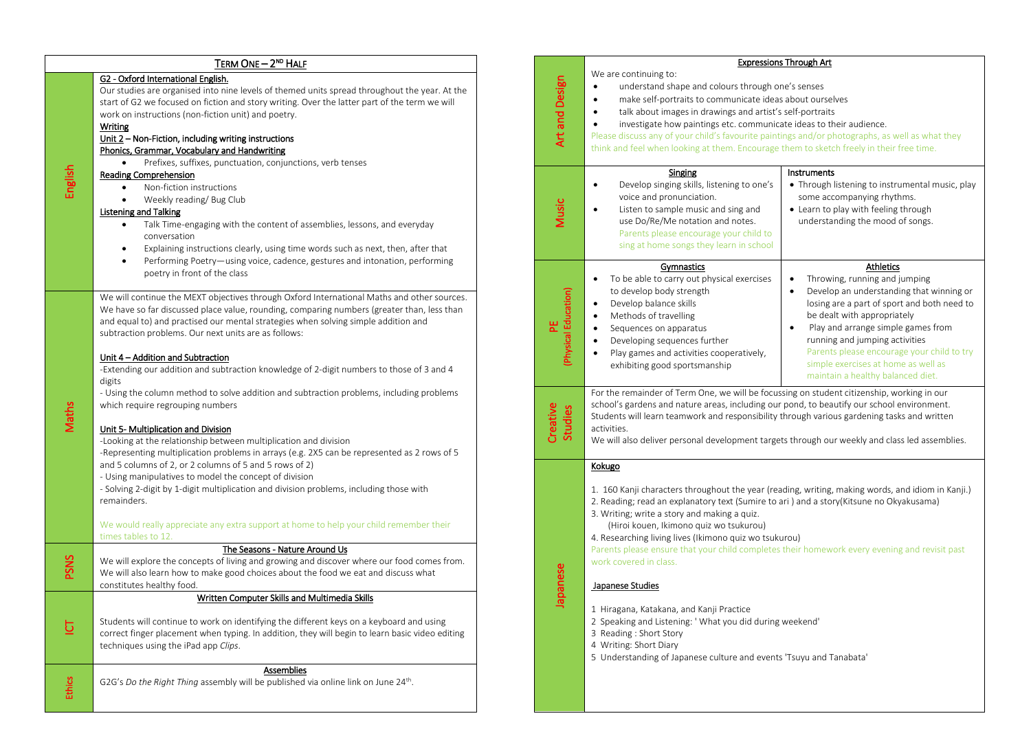# Term One – 2nd Half

## English

**G2 - Oxford International English.**

Our studies are organised into nine levels of themed units spread throughout the year. At the start of G2 we focused on fiction and story writing. Over the latter part of the term we will work on instructions (non-fiction unit) and poetry.

**Writing**

**Unit 2 – Non-Fiction, including writing instructions**

**Phonics, Grammar, Vocabulary and Handwriting**

- Prefixes, suffixes, punctuation, conjunctions, verb tenses

**Reading Comprehension**

- Non-fiction instructions
- Weekly reading/ Bug Club

**Listening and Talking**

- Talk Time-engaging with the content of assemblies, lessons, and everyday conversation
- Explaining instructions clearly, using time words such as next, then, after that
- Performing Poetry—using voice, cadence, gestures and intonation, performing poetry in front of the class

## Maths

We will continue the MEXT objectives through Oxford International Maths and other sources. We have so far discussed place value, rounding, comparing numbers (greater than, less than and equal to) and practised our mental strategies when solving simple addition and subtraction problems. Our next units are as follows:

**Unit 4 – Addition and Subtraction**

-Extending our addition and subtraction knowledge of 2-digit numbers to those of 3 and 4 digits

- Using the column method to solve addition and subtraction problems, including problems which require regrouping numbers

**Unit 5- Multiplication and Division**

-Looking at the relationship between multiplication and division

-Representing multiplication problems in arrays (e.g. 2X5 can be represented as 2 rows of 5 and 5 columns of 2, or 2 columns of 5 and 5 rows of 2)

- Using manipulatives to model the concept of division

- Solving 2-digit by 1-digit multiplication and division problems, including those with remainders.

We would really appreciate any extra support at home to help your child remember their times tables to 12.

## PSNS

**The Seasons - Nature Around Us**

We will explore the concepts of living and growing and discover where our food comes from. We will also learn how to make good choices about the food we eat and discuss what constitutes healthy food.

## ICT

**Written Computer Skills and Multimedia Skills**

Students will continue to work on identifying the different keys on a keyboard and using correct finger placement when typing. In addition, they will begin to learn basic video editing techniques using the iPad app *Clips*.

## Ethics

**Assemblies**

G2G's *Do the Right Thing* assembly will be published via online link on June 24th.

## Art and Design

**Expressions Through Art**

We are continuing to:

- understand shape and colours through one's senses
- make self-portraits to communicate ideas about ourselves
- talk about images in drawings and artist's self-portraits
- investigate how paintings etc. communicate ideas to their audience.

Please discuss any of your child's favourite paintings and/or photographs, as well as what they think and feel when looking at them. Encourage them to sketch freely in their free time.

## Music

**Singing**

- Develop singing skills, listening to one's voice and pronunciation.
- Listen to sample music and sing and use Do/Re/Me notation and notes.

Parents please encourage your child to sing at home songs they learn in school

**Instruments**

- Through listening to instrumental music, play some accompanying rhythms.
- Learn to play with feeling through understanding the mood of songs.

## PE (Physical Education)

**Gymnastics**

- To be able to carry out physical exercises to develop body strength
- Develop balance skills
- Methods of travelling
- Sequences on apparatus
- Developing sequences further
- Play games and activities cooperatively, exhibiting good sportsmanship

**Athletics**

- Throwing, running and jumping
- Develop an understanding that winning or losing are a part of sport and both need to be dealt with appropriately
- Play and arrange simple games from running and jumping activities

Parents please encourage your child to try simple exercises at home as well as maintain a healthy balanced diet.

## Creative Studies

For the remainder of Term One, we will be focussing on student citizenship, working in our school's gardens and nature areas, including our pond, to beautify our school environment. Students will learn teamwork and responsibility through various gardening tasks and written activities.

We will also deliver personal development targets through our weekly and class led assemblies.

## Japanese

**Kokugo**

1. 160 Kanji characters throughout the year (reading, writing, making words, and idiom in Kanji.)
2. Reading; read an explanatory text (Sumire to ari ) and a story(Kitsune no Okyakusama)
3. Writing; write a story and making a quiz.
   (Hiroi kouen, Ikimono quiz wo tsukurou)
4. Researching living lives (Ikimono quiz wo tsukurou)

Parents please ensure that your child completes their homework every evening and revisit past work covered in class.

**Japanese Studies**

1. Hiragana, Katakana, and Kanji Practice
2. Speaking and Listening: ' What you did during weekend'
3. Reading : Short Story
4. Writing: Short Diary
5. Understanding of Japanese culture and events 'Tsuyu and Tanabata'